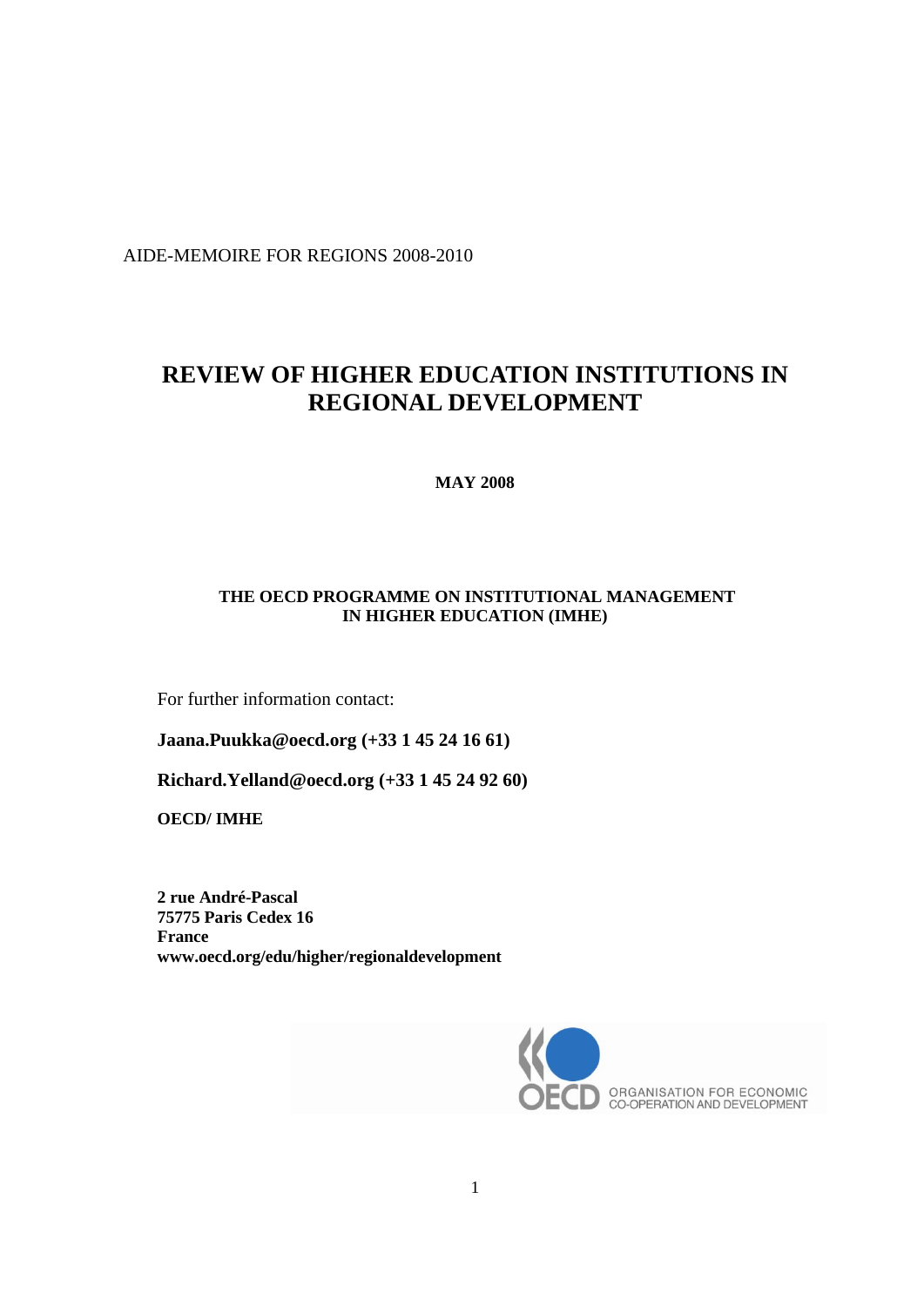AIDE-MEMOIRE FOR REGIONS 2008-2010

# REVIEW OF HIGHER EDUCATION INSTITUTIONS IN REGIONAL DEVELOPMENT

**MAY 2008**

**THE OECD PROGRAMME ON INSTITUTIONAL MANAGEMENT IN HIGHER EDUCATION (IMHE)**

For further information contact:

**Jaana.Puukka@oecd.org (+33 1 45 24 16 61)**

**Richard.Yelland@oecd.org (+33 1 45 24 92 60)**

**OECD/ IMHE**

**2 rue André-Pascal**
**75775 Paris Cedex 16**
**France**
**www.oecd.org/edu/higher/regionaldevelopment**

ORGANISATION FOR ECONOMIC CO-OPERATION AND DEVELOPMENT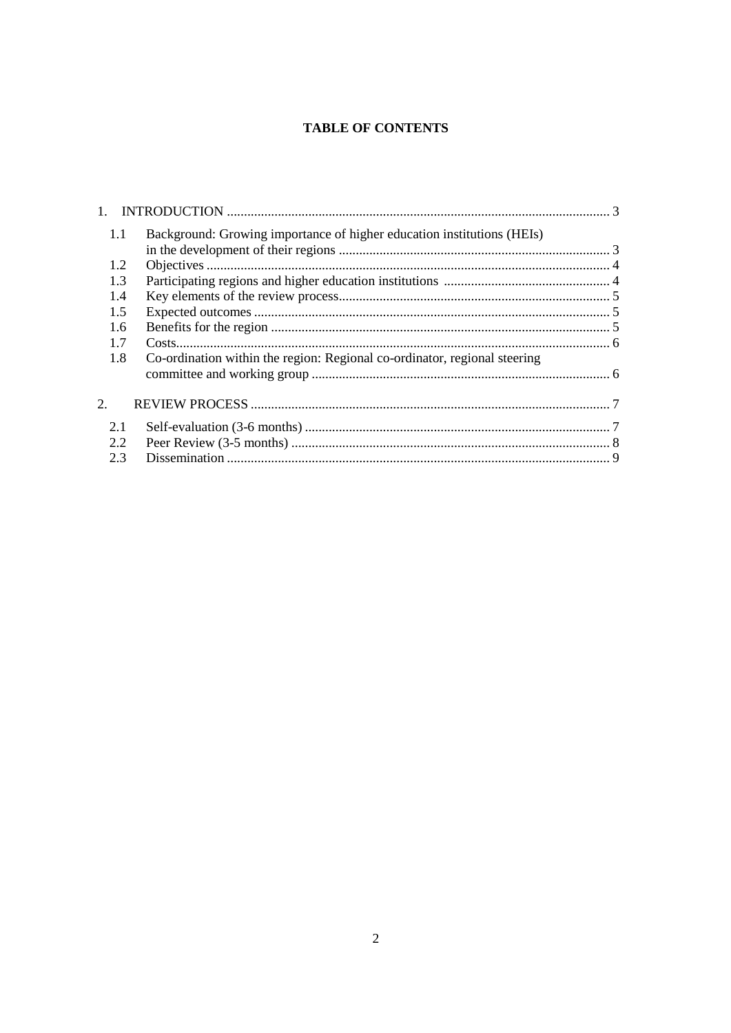**TABLE OF CONTENTS**

1. INTRODUCTION ................................................................................................................ 3
   - 1.1 Background: Growing importance of higher education institutions (HEIs) in the development of their regions ............................................................................... 3
   - 1.2 Objectives ...................................................................................................................... 4
   - 1.3 Participating regions and higher education institutions ................................................ 4
   - 1.4 Key elements of the review process............................................................................... 5
   - 1.5 Expected outcomes ........................................................................................................ 5
   - 1.6 Benefits for the region ................................................................................................... 5
   - 1.7 Costs............................................................................................................................... 6
   - 1.8 Co-ordination within the region: Regional co-ordinator, regional steering committee and working group ....................................................................................... 6
2. REVIEW PROCESS ......................................................................................................... 7
   - 2.1 Self-evaluation (3-6 months) ......................................................................................... 7
   - 2.2 Peer Review (3-5 months) ............................................................................................. 8
   - 2.3 Dissemination ................................................................................................................ 9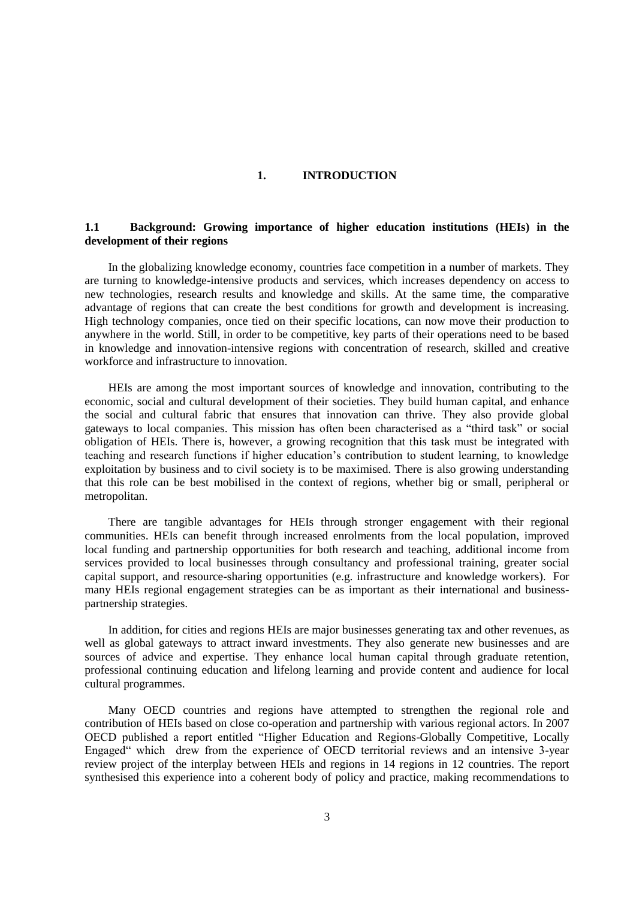# 1. INTRODUCTION

## 1.1 Background: Growing importance of higher education institutions (HEIs) in the development of their regions

In the globalizing knowledge economy, countries face competition in a number of markets. They are turning to knowledge-intensive products and services, which increases dependency on access to new technologies, research results and knowledge and skills. At the same time, the comparative advantage of regions that can create the best conditions for growth and development is increasing. High technology companies, once tied on their specific locations, can now move their production to anywhere in the world. Still, in order to be competitive, key parts of their operations need to be based in knowledge and innovation-intensive regions with concentration of research, skilled and creative workforce and infrastructure to innovation.

HEIs are among the most important sources of knowledge and innovation, contributing to the economic, social and cultural development of their societies. They build human capital, and enhance the social and cultural fabric that ensures that innovation can thrive. They also provide global gateways to local companies. This mission has often been characterised as a "third task" or social obligation of HEIs. There is, however, a growing recognition that this task must be integrated with teaching and research functions if higher education's contribution to student learning, to knowledge exploitation by business and to civil society is to be maximised. There is also growing understanding that this role can be best mobilised in the context of regions, whether big or small, peripheral or metropolitan.

There are tangible advantages for HEIs through stronger engagement with their regional communities. HEIs can benefit through increased enrolments from the local population, improved local funding and partnership opportunities for both research and teaching, additional income from services provided to local businesses through consultancy and professional training, greater social capital support, and resource-sharing opportunities (e.g. infrastructure and knowledge workers). For many HEIs regional engagement strategies can be as important as their international and business-partnership strategies.

In addition, for cities and regions HEIs are major businesses generating tax and other revenues, as well as global gateways to attract inward investments. They also generate new businesses and are sources of advice and expertise. They enhance local human capital through graduate retention, professional continuing education and lifelong learning and provide content and audience for local cultural programmes.

Many OECD countries and regions have attempted to strengthen the regional role and contribution of HEIs based on close co-operation and partnership with various regional actors. In 2007 OECD published a report entitled "Higher Education and Regions-Globally Competitive, Locally Engaged" which drew from the experience of OECD territorial reviews and an intensive 3-year review project of the interplay between HEIs and regions in 14 regions in 12 countries. The report synthesised this experience into a coherent body of policy and practice, making recommendations to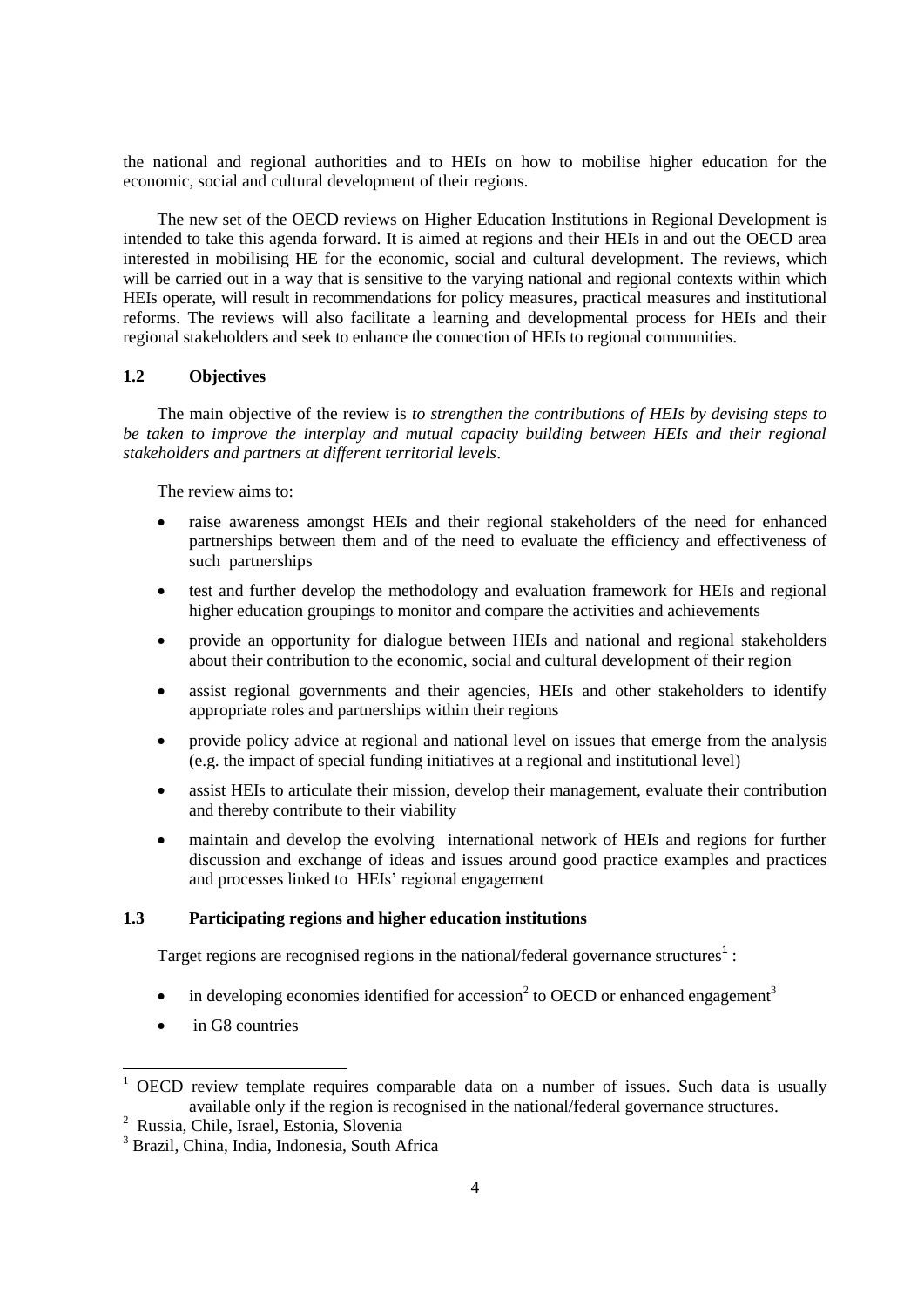the national and regional authorities and to HEIs on how to mobilise higher education for the economic, social and cultural development of their regions.

The new set of the OECD reviews on Higher Education Institutions in Regional Development is intended to take this agenda forward. It is aimed at regions and their HEIs in and out the OECD area interested in mobilising HE for the economic, social and cultural development. The reviews, which will be carried out in a way that is sensitive to the varying national and regional contexts within which HEIs operate, will result in recommendations for policy measures, practical measures and institutional reforms. The reviews will also facilitate a learning and developmental process for HEIs and their regional stakeholders and seek to enhance the connection of HEIs to regional communities.

### 1.2 Objectives

The main objective of the review is *to strengthen the contributions of HEIs by devising steps to be taken to improve the interplay and mutual capacity building between HEIs and their regional stakeholders and partners at different territorial levels*.

The review aims to:

- raise awareness amongst HEIs and their regional stakeholders of the need for enhanced partnerships between them and of the need to evaluate the efficiency and effectiveness of such partnerships
- test and further develop the methodology and evaluation framework for HEIs and regional higher education groupings to monitor and compare the activities and achievements
- provide an opportunity for dialogue between HEIs and national and regional stakeholders about their contribution to the economic, social and cultural development of their region
- assist regional governments and their agencies, HEIs and other stakeholders to identify appropriate roles and partnerships within their regions
- provide policy advice at regional and national level on issues that emerge from the analysis (e.g. the impact of special funding initiatives at a regional and institutional level)
- assist HEIs to articulate their mission, develop their management, evaluate their contribution and thereby contribute to their viability
- maintain and develop the evolving international network of HEIs and regions for further discussion and exchange of ideas and issues around good practice examples and practices and processes linked to HEIs' regional engagement

### 1.3 Participating regions and higher education institutions

Target regions are recognised regions in the national/federal governance structures[1] :

- in developing economies identified for accession[2] to OECD or enhanced engagement[3]
- in G8 countries

---

[1] OECD review template requires comparable data on a number of issues. Such data is usually available only if the region is recognised in the national/federal governance structures.

[2] Russia, Chile, Israel, Estonia, Slovenia

[3] Brazil, China, India, Indonesia, South Africa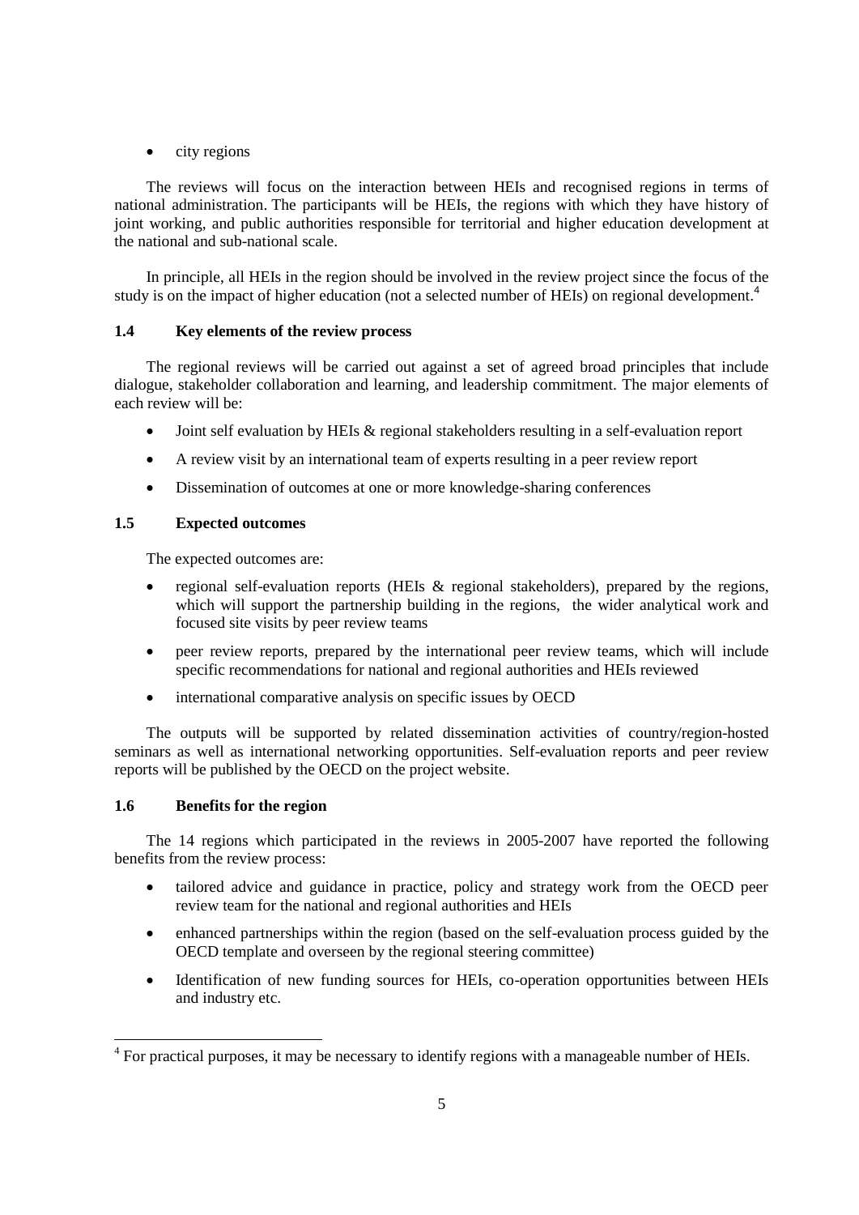- city regions

The reviews will focus on the interaction between HEIs and recognised regions in terms of national administration. The participants will be HEIs, the regions with which they have history of joint working, and public authorities responsible for territorial and higher education development at the national and sub-national scale.

In principle, all HEIs in the region should be involved in the review project since the focus of the study is on the impact of higher education (not a selected number of HEIs) on regional development.[4]

### 1.4 Key elements of the review process

The regional reviews will be carried out against a set of agreed broad principles that include dialogue, stakeholder collaboration and learning, and leadership commitment. The major elements of each review will be:

- Joint self evaluation by HEIs & regional stakeholders resulting in a self-evaluation report
- A review visit by an international team of experts resulting in a peer review report
- Dissemination of outcomes at one or more knowledge-sharing conferences

### 1.5 Expected outcomes

The expected outcomes are:

- regional self-evaluation reports (HEIs & regional stakeholders), prepared by the regions, which will support the partnership building in the regions, the wider analytical work and focused site visits by peer review teams
- peer review reports, prepared by the international peer review teams, which will include specific recommendations for national and regional authorities and HEIs reviewed
- international comparative analysis on specific issues by OECD

The outputs will be supported by related dissemination activities of country/region-hosted seminars as well as international networking opportunities. Self-evaluation reports and peer review reports will be published by the OECD on the project website.

### 1.6 Benefits for the region

The 14 regions which participated in the reviews in 2005-2007 have reported the following benefits from the review process:

- tailored advice and guidance in practice, policy and strategy work from the OECD peer review team for the national and regional authorities and HEIs
- enhanced partnerships within the region (based on the self-evaluation process guided by the OECD template and overseen by the regional steering committee)
- Identification of new funding sources for HEIs, co-operation opportunities between HEIs and industry etc.

[4] For practical purposes, it may be necessary to identify regions with a manageable number of HEIs.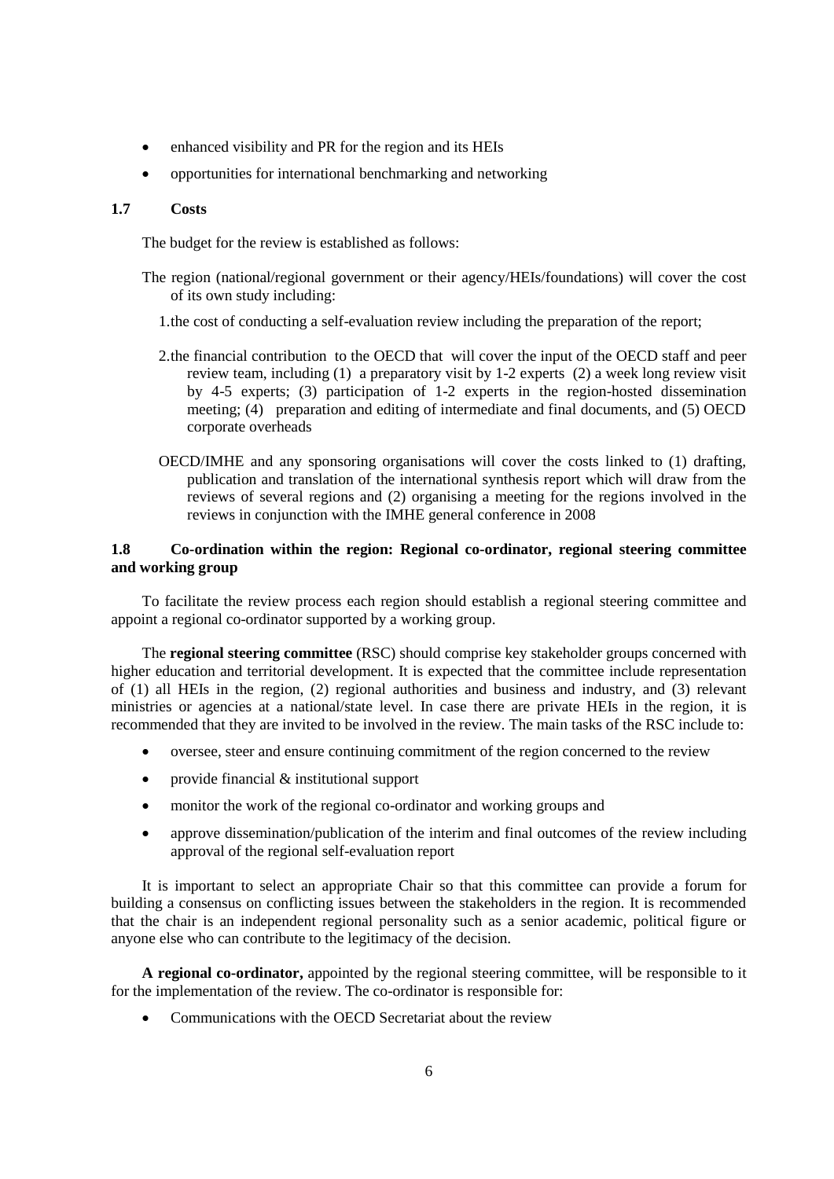- enhanced visibility and PR for the region and its HEIs
- opportunities for international benchmarking and networking

### 1.7 Costs

The budget for the review is established as follows:

The region (national/regional government or their agency/HEIs/foundations) will cover the cost of its own study including:

1. the cost of conducting a self-evaluation review including the preparation of the report;
2. the financial contribution to the OECD that will cover the input of the OECD staff and peer review team, including (1) a preparatory visit by 1-2 experts (2) a week long review visit by 4-5 experts; (3) participation of 1-2 experts in the region-hosted dissemination meeting; (4) preparation and editing of intermediate and final documents, and (5) OECD corporate overheads

OECD/IMHE and any sponsoring organisations will cover the costs linked to (1) drafting, publication and translation of the international synthesis report which will draw from the reviews of several regions and (2) organising a meeting for the regions involved in the reviews in conjunction with the IMHE general conference in 2008

### 1.8 Co-ordination within the region: Regional co-ordinator, regional steering committee and working group

To facilitate the review process each region should establish a regional steering committee and appoint a regional co-ordinator supported by a working group.

The **regional steering committee** (RSC) should comprise key stakeholder groups concerned with higher education and territorial development. It is expected that the committee include representation of (1) all HEIs in the region, (2) regional authorities and business and industry, and (3) relevant ministries or agencies at a national/state level. In case there are private HEIs in the region, it is recommended that they are invited to be involved in the review. The main tasks of the RSC include to:

- oversee, steer and ensure continuing commitment of the region concerned to the review
- provide financial & institutional support
- monitor the work of the regional co-ordinator and working groups and
- approve dissemination/publication of the interim and final outcomes of the review including approval of the regional self-evaluation report

It is important to select an appropriate Chair so that this committee can provide a forum for building a consensus on conflicting issues between the stakeholders in the region. It is recommended that the chair is an independent regional personality such as a senior academic, political figure or anyone else who can contribute to the legitimacy of the decision.

**A regional co-ordinator,** appointed by the regional steering committee, will be responsible to it for the implementation of the review. The co-ordinator is responsible for:

- Communications with the OECD Secretariat about the review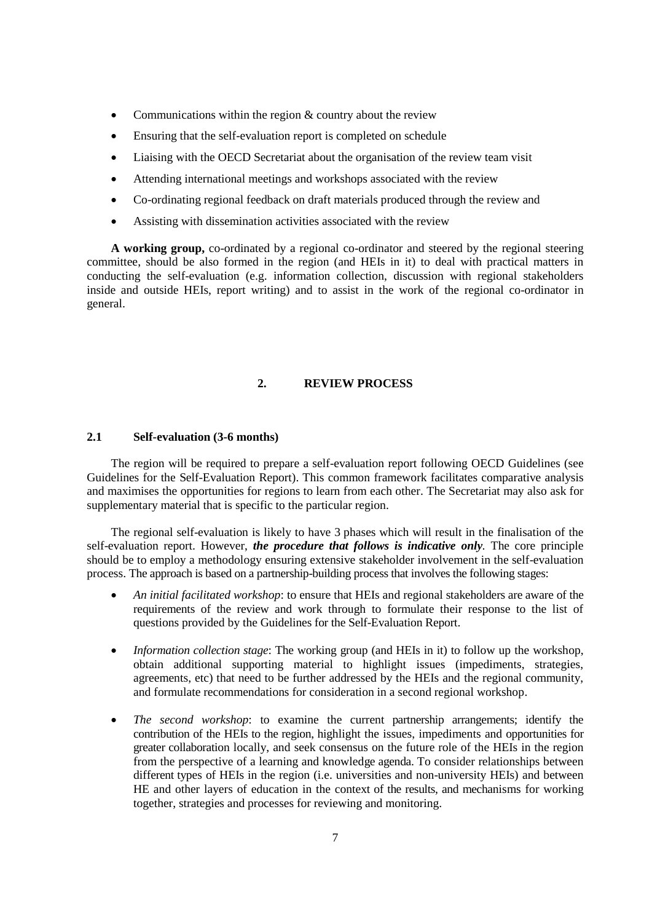- Communications within the region & country about the review
- Ensuring that the self-evaluation report is completed on schedule
- Liaising with the OECD Secretariat about the organisation of the review team visit
- Attending international meetings and workshops associated with the review
- Co-ordinating regional feedback on draft materials produced through the review and
- Assisting with dissemination activities associated with the review

**A working group,** co-ordinated by a regional co-ordinator and steered by the regional steering committee, should be also formed in the region (and HEIs in it) to deal with practical matters in conducting the self-evaluation (e.g. information collection, discussion with regional stakeholders inside and outside HEIs, report writing) and to assist in the work of the regional co-ordinator in general.

## 2. REVIEW PROCESS

### 2.1 Self-evaluation (3-6 months)

The region will be required to prepare a self-evaluation report following OECD Guidelines (see Guidelines for the Self-Evaluation Report). This common framework facilitates comparative analysis and maximises the opportunities for regions to learn from each other. The Secretariat may also ask for supplementary material that is specific to the particular region.

The regional self-evaluation is likely to have 3 phases which will result in the finalisation of the self-evaluation report. However, ***the procedure that follows is indicative only***. The core principle should be to employ a methodology ensuring extensive stakeholder involvement in the self-evaluation process. The approach is based on a partnership-building process that involves the following stages:

- *An initial facilitated workshop*: to ensure that HEIs and regional stakeholders are aware of the requirements of the review and work through to formulate their response to the list of questions provided by the Guidelines for the Self-Evaluation Report.
- *Information collection stage*: The working group (and HEIs in it) to follow up the workshop, obtain additional supporting material to highlight issues (impediments, strategies, agreements, etc) that need to be further addressed by the HEIs and the regional community, and formulate recommendations for consideration in a second regional workshop.
- *The second workshop*: to examine the current partnership arrangements; identify the contribution of the HEIs to the region, highlight the issues, impediments and opportunities for greater collaboration locally, and seek consensus on the future role of the HEIs in the region from the perspective of a learning and knowledge agenda. To consider relationships between different types of HEIs in the region (i.e. universities and non-university HEIs) and between HE and other layers of education in the context of the results, and mechanisms for working together, strategies and processes for reviewing and monitoring.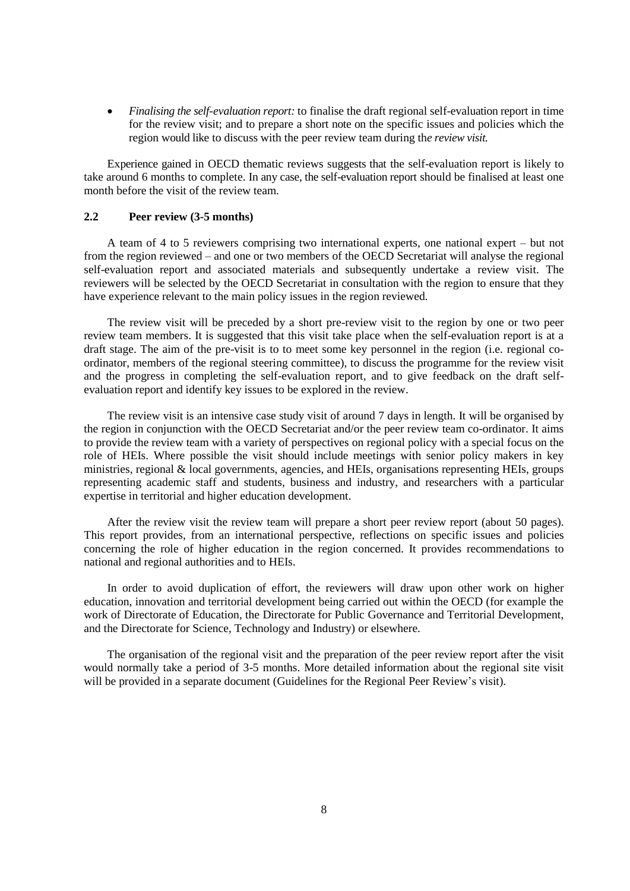- *Finalising the self-evaluation report:* to finalise the draft regional self-evaluation report in time for the review visit; and to prepare a short note on the specific issues and policies which the region would like to discuss with the peer review team during th*e review visit.*

Experience gained in OECD thematic reviews suggests that the self-evaluation report is likely to take around 6 months to complete. In any case, the self-evaluation report should be finalised at least one month before the visit of the review team.

### 2.2 Peer review (3-5 months)

A team of 4 to 5 reviewers comprising two international experts, one national expert – but not from the region reviewed – and one or two members of the OECD Secretariat will analyse the regional self-evaluation report and associated materials and subsequently undertake a review visit. The reviewers will be selected by the OECD Secretariat in consultation with the region to ensure that they have experience relevant to the main policy issues in the region reviewed.

The review visit will be preceded by a short pre-review visit to the region by one or two peer review team members. It is suggested that this visit take place when the self-evaluation report is at a draft stage. The aim of the pre-visit is to to meet some key personnel in the region (i.e. regional co-ordinator, members of the regional steering committee), to discuss the programme for the review visit and the progress in completing the self-evaluation report, and to give feedback on the draft self-evaluation report and identify key issues to be explored in the review.

The review visit is an intensive case study visit of around 7 days in length. It will be organised by the region in conjunction with the OECD Secretariat and/or the peer review team co-ordinator. It aims to provide the review team with a variety of perspectives on regional policy with a special focus on the role of HEIs. Where possible the visit should include meetings with senior policy makers in key ministries, regional & local governments, agencies, and HEIs, organisations representing HEIs, groups representing academic staff and students, business and industry, and researchers with a particular expertise in territorial and higher education development.

After the review visit the review team will prepare a short peer review report (about 50 pages). This report provides, from an international perspective, reflections on specific issues and policies concerning the role of higher education in the region concerned. It provides recommendations to national and regional authorities and to HEIs.

In order to avoid duplication of effort, the reviewers will draw upon other work on higher education, innovation and territorial development being carried out within the OECD (for example the work of Directorate of Education, the Directorate for Public Governance and Territorial Development, and the Directorate for Science, Technology and Industry) or elsewhere.

The organisation of the regional visit and the preparation of the peer review report after the visit would normally take a period of 3-5 months. More detailed information about the regional site visit will be provided in a separate document (Guidelines for the Regional Peer Review's visit).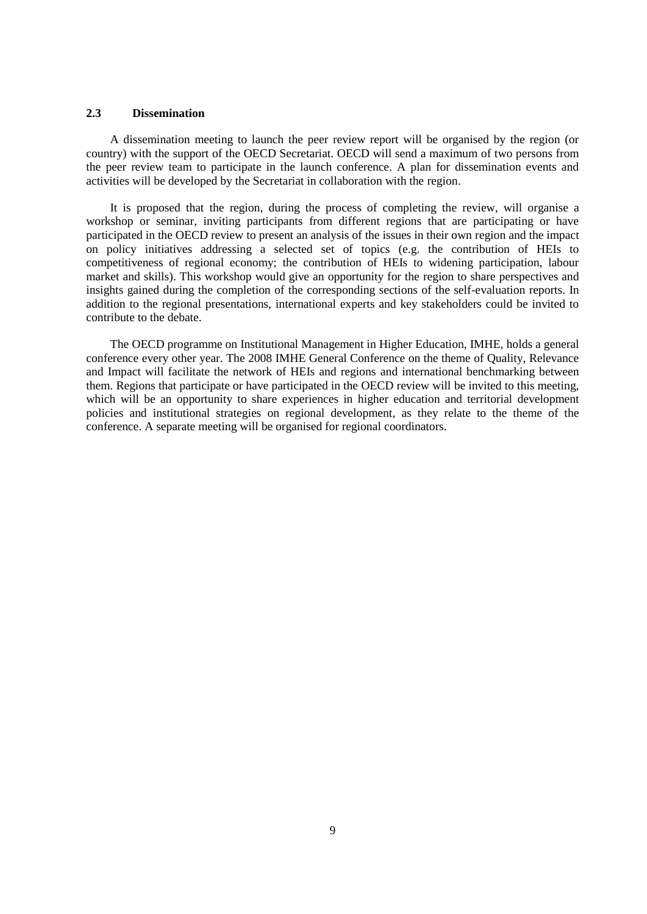### 2.3 Dissemination

A dissemination meeting to launch the peer review report will be organised by the region (or country) with the support of the OECD Secretariat. OECD will send a maximum of two persons from the peer review team to participate in the launch conference. A plan for dissemination events and activities will be developed by the Secretariat in collaboration with the region.

It is proposed that the region, during the process of completing the review, will organise a workshop or seminar, inviting participants from different regions that are participating or have participated in the OECD review to present an analysis of the issues in their own region and the impact on policy initiatives addressing a selected set of topics (e.g. the contribution of HEIs to competitiveness of regional economy; the contribution of HEIs to widening participation, labour market and skills). This workshop would give an opportunity for the region to share perspectives and insights gained during the completion of the corresponding sections of the self-evaluation reports. In addition to the regional presentations, international experts and key stakeholders could be invited to contribute to the debate.

The OECD programme on Institutional Management in Higher Education, IMHE, holds a general conference every other year. The 2008 IMHE General Conference on the theme of Quality, Relevance and Impact will facilitate the network of HEIs and regions and international benchmarking between them. Regions that participate or have participated in the OECD review will be invited to this meeting, which will be an opportunity to share experiences in higher education and territorial development policies and institutional strategies on regional development, as they relate to the theme of the conference. A separate meeting will be organised for regional coordinators.